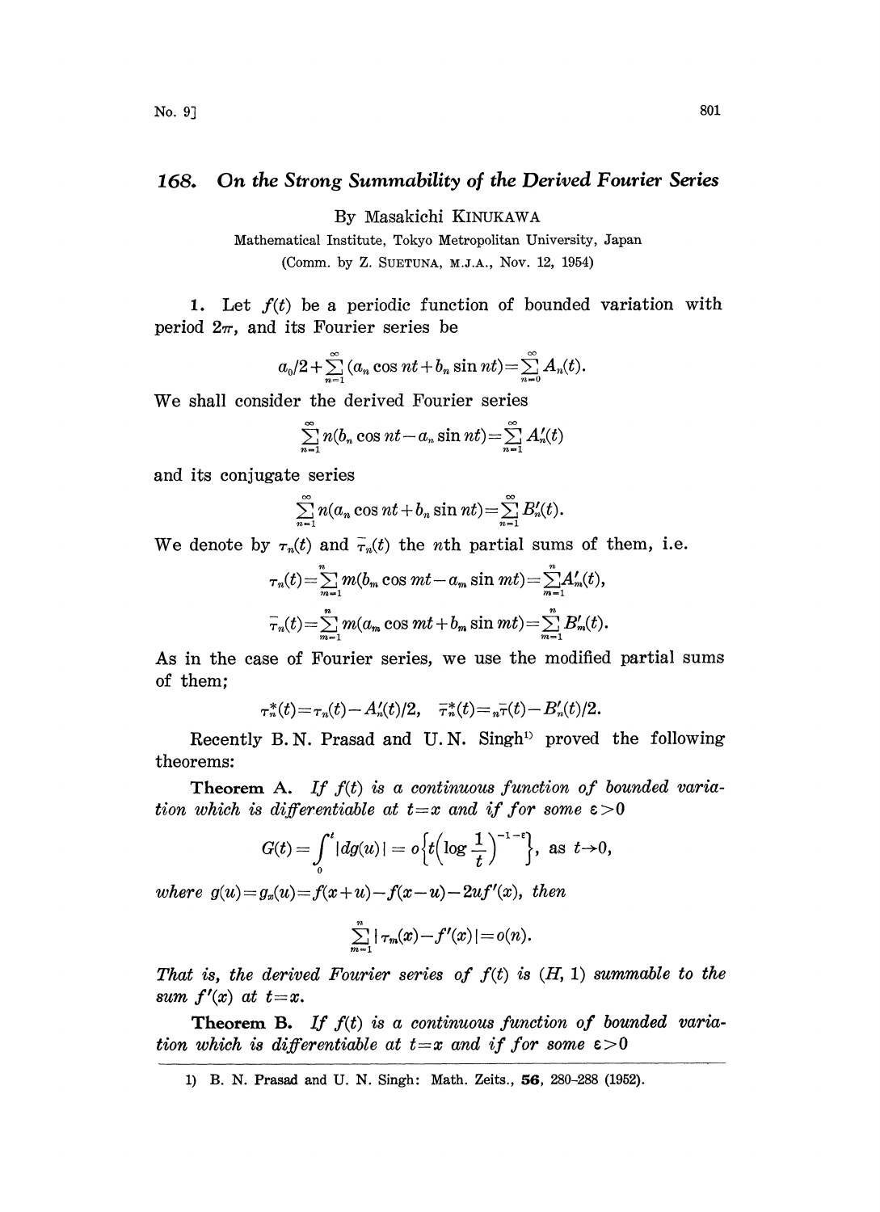# 168. On the Strong Summability of the Derived Fourier Series

By Masakichi KINUKAWA

Mathematical Institute, Tokyo Metropolitan University, Japan

(Comm. by Z. SUETUNA, M.J.A., Nov. 12, 1954)

**1.** Let $f(t)$ be a periodic function of bounded variation with period $2\pi$, and its Fourier series be

$$a_0/2+\sum_{n=1}^{\infty}(a_n \cos nt + b_n \sin nt)=\sum_{n=0}^{\infty}A_n(t).$$

We shall consider the derived Fourier series

$$\sum_{n=1}^{\infty} n(b_n \cos nt - a_n \sin nt)=\sum_{n=1}^{\infty}A'_n(t)$$

and its conjugate series

$$\sum_{n=1}^{\infty} n(a_n \cos nt + b_n \sin nt)=\sum_{n=1}^{\infty}B'_n(t).$$

We denote by $\tau_n(t)$ and $\bar{\tau}_n(t)$ the $n$th partial sums of them, i.e.

$$\tau_n(t)=\sum_{m=1}^{n} m(b_m \cos mt - a_m \sin mt)=\sum_{m=1}^{n}A'_m(t),$$

$$\bar{\tau}_n(t)=\sum_{m=1}^{n} m(a_m \cos mt + b_m \sin mt)=\sum_{m=1}^{n}B'_m(t).$$

As in the case of Fourier series, we use the modified partial sums of them;

$$\tau_n^*(t)=\tau_n(t)-A'_n(t)/2, \quad \bar{\tau}_n^*(t)={}_n\bar{\tau}(t)-B'_n(t)/2.$$

Recently B. N. Prasad and U. N. Singh[1] proved the following theorems:

**Theorem A.** *If $f(t)$ is a continuous function of bounded variation which is differentiable at $t=x$ and if for some $\varepsilon>0$*

$$G(t)=\int_0^t |dg(u)| = o\left\{t\left(\log\frac{1}{t}\right)^{-1-\varepsilon}\right\}, \text{ as } t\to 0,$$

*where $g(u)=g_x(u)=f(x+u)-f(x-u)-2uf'(x)$, then*

$$\sum_{m=1}^{n}|\tau_m(x)-f'(x)|=o(n).$$

*That is, the derived Fourier series of $f(t)$ is $(H, 1)$ summable to the sum $f'(x)$ at $t=x$.*

**Theorem B.** *If $f(t)$ is a continuous function of bounded variation which is differentiable at $t=x$ and if for some $\varepsilon>0$*

---

1) B. N. Prasad and U. N. Singh: Math. Zeits., **56**, 280–288 (1952).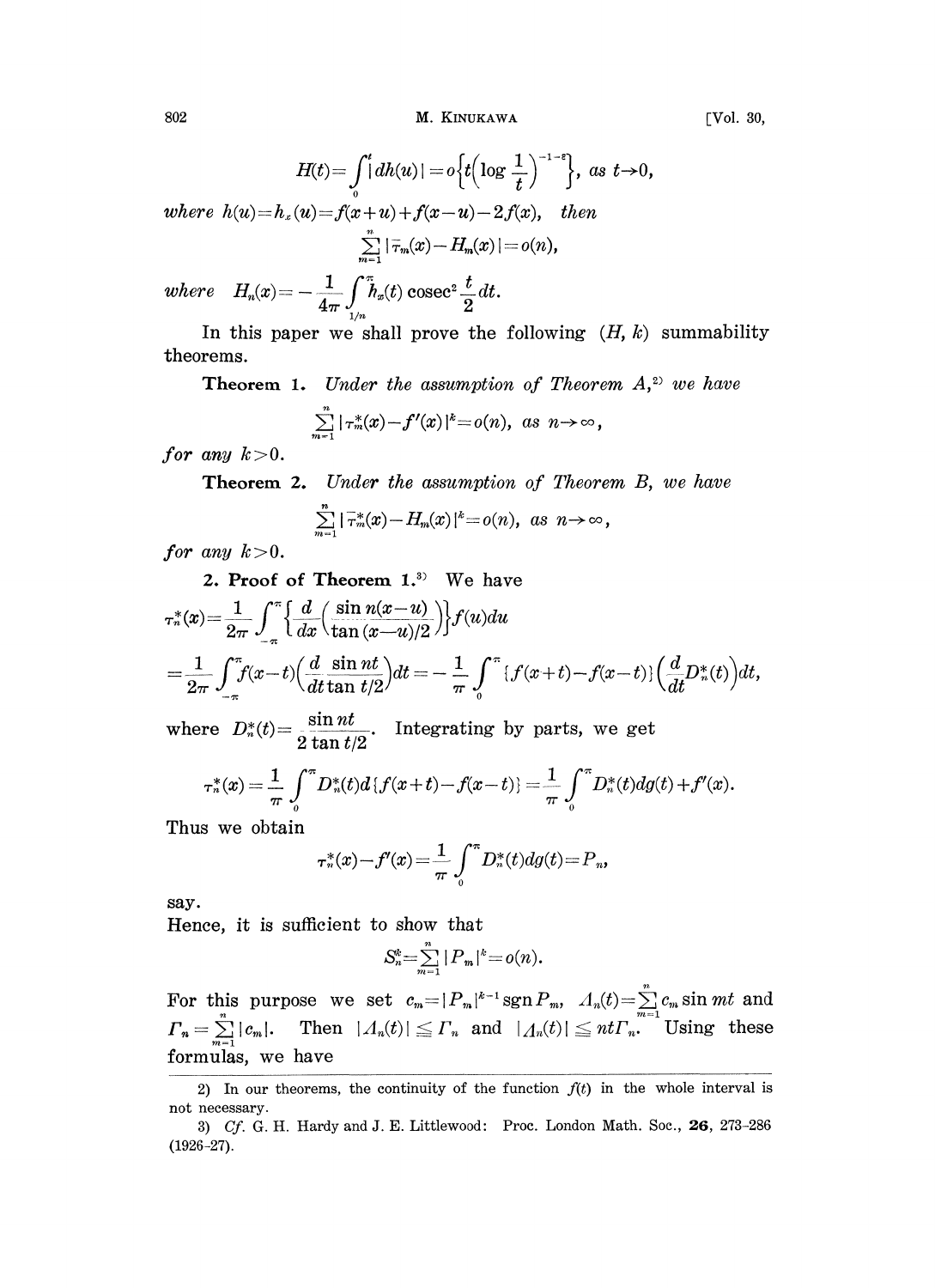$$H(t)=\int_0^t |dh(u)|=o\left\{t\left(\log\frac{1}{t}\right)^{-1-\varepsilon}\right\},\ \text{as } t\to 0,$$

*where* $h(u)=h_x(u)=f(x+u)+f(x-u)-2f(x),$ *then*

$$\sum_{m=1}^{n}|\bar{\tau}_m(x)-H_m(x)|=o(n),$$

*where* $H_n(x)=-\dfrac{1}{4\pi}\displaystyle\int_{1/n}^{\pi}\bar{h}_x(t)\operatorname{cosec}^2\frac{t}{2}dt.$

In this paper we shall prove the following $(H, k)$ summability theorems.

**Theorem 1.** *Under the assumption of Theorem A,*[2] *we have*

$$\sum_{m=1}^{n}|\tau_m^*(x)-f'(x)|^k=o(n),\ \text{as } n\to\infty,$$

*for any* $k>0$.

**Theorem 2.** *Under the assumption of Theorem B, we have*

$$\sum_{m=1}^{n}|\bar{\tau}_m^*(x)-H_m(x)|^k=o(n),\ \text{as } n\to\infty,$$

*for any* $k>0$.

**2. Proof of Theorem 1.**[3] We have

$$\tau_n^*(x)=\frac{1}{2\pi}\int_{-\pi}^{\pi}\left\{\frac{d}{dx}\left(\frac{\sin n(x-u)}{\tan(x-u)/2}\right)\right\}f(u)du$$

$$=\frac{1}{2\pi}\int_{-\pi}^{\pi}f(x-t)\left(\frac{d}{dt}\frac{\sin nt}{\tan t/2}\right)dt=-\frac{1}{\pi}\int_0^{\pi}\{f(x+t)-f(x-t)\}\left(\frac{d}{dt}D_n^*(t)\right)dt,$$

where $D_n^*(t)=\dfrac{\sin nt}{2\tan t/2}$. Integrating by parts, we get

$$\tau_n^*(x)=\frac{1}{\pi}\int_0^{\pi}D_n^*(t)d\{f(x+t)-f(x-t)\}=\frac{1}{\pi}\int_0^{\pi}D_n^*(t)dg(t)+f'(x).$$

Thus we obtain

$$\tau_n^*(x)-f'(x)=\frac{1}{\pi}\int_0^{\pi}D_n^*(t)dg(t)=P_n,$$

say.

Hence, it is sufficient to show that

$$S_n^k=\sum_{m=1}^{n}|P_m|^k=o(n).$$

For this purpose we set $c_m=|P_m|^{k-1}\operatorname{sgn}P_m$, $\Lambda_n(t)=\sum_{m=1}^{n}c_m\sin mt$ and $\Gamma_n=\sum_{m=1}^{n}|c_m|$. Then $|\Lambda_n(t)|\leqq\Gamma_n$ and $|\Lambda_n(t)|\leqq nt\Gamma_n$. Using these formulas, we have

---

2) In our theorems, the continuity of the function $f(t)$ in the whole interval is not necessary.

3) *Cf.* G. H. Hardy and J. E. Littlewood: Proc. London Math. Soc., **26**, 273-286 (1926-27).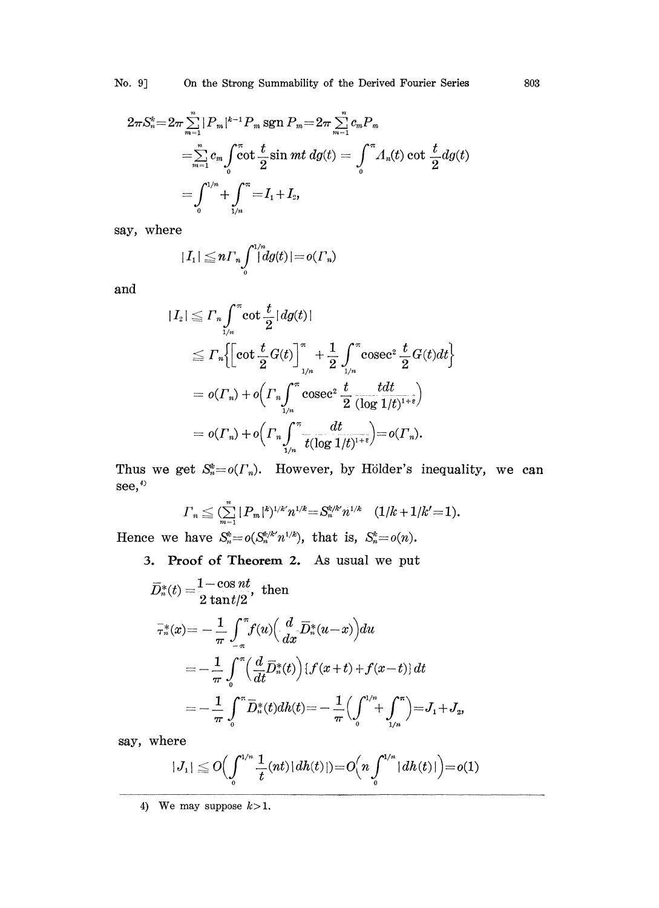$$2\pi S_n^k = 2\pi \sum_{m=1}^{n} |P_m|^{k-1} P_m \operatorname{sgn} P_m = 2\pi \sum_{m=1}^{n} c_m P_m$$

$$= \sum_{m=1}^{n} c_m \int_0^\pi \cot \frac{t}{2} \sin mt \, dg(t) = \int_0^\pi A_n(t) \cot \frac{t}{2} dg(t)$$

$$= \int_0^{1/n} + \int_{1/n}^{\pi} = I_1 + I_2,$$

say, where

$$|I_1| \leqq n\Gamma_n \int_0^{1/n} |dg(t)| = o(\Gamma_n)$$

and

$$|I_2| \leqq \Gamma_n \int_{1/n}^{\pi} \cot \frac{t}{2} |dg(t)|$$

$$\leqq \Gamma_n \left\{ \left[ \cot \frac{t}{2} G(t) \right]_{1/n}^{\pi} + \frac{1}{2} \int_{1/n}^{\pi} \operatorname{cosec}^2 \frac{t}{2} G(t) dt \right\}$$

$$= o(\Gamma_n) + o\left( \Gamma_n \int_{1/n}^{\pi} \operatorname{cosec}^2 \frac{t}{2} \frac{t dt}{(\log 1/t)^{1+\varepsilon}} \right)$$

$$= o(\Gamma_n) + o\left( \Gamma_n \int_{1/n}^{\pi} \frac{dt}{t(\log 1/t)^{1+\varepsilon}} \right) = o(\Gamma_n).$$

Thus we get $S_n^k = o(\Gamma_n)$. However, by Hölder's inequality, we can see,[4]

$$\Gamma_n \leqq \left( \sum_{m=1}^{n} |P_m|^k \right)^{1/k'} n^{1/k} = S_n^{k/k'} n^{1/k} \quad (1/k + 1/k' = 1).$$

Hence we have $S_n^k = o(S_n^{k/k'} n^{1/k})$, that is, $S_n^k = o(n)$.

**3. Proof of Theorem 2.** As usual we put

$\bar{D}_n^*(t) = \dfrac{1 - \cos nt}{2 \tan t/2}$, then

$$\bar{\tau}_n^*(x) = -\frac{1}{\pi} \int_{-\pi}^{\pi} f(u) \left( \frac{d}{dx} \bar{D}_n^*(u - x) \right) du$$

$$= -\frac{1}{\pi} \int_0^\pi \left( \frac{d}{dt} \bar{D}_n^*(t) \right) \{ f(x+t) + f(x-t) \} dt$$

$$= -\frac{1}{\pi} \int_0^\pi \bar{D}_n^*(t) dh(t) = -\frac{1}{\pi} \left( \int_0^{1/n} + \int_{1/n}^{\pi} \right) = J_1 + J_2,$$

say, where

$$|J_1| \leqq O\left( \int_0^{1/n} \frac{1}{t} (nt) |dh(t)| \right) = O\left( n \int_0^{1/n} |dh(t)| \right) = o(1)$$

---

4) We may suppose $k > 1$.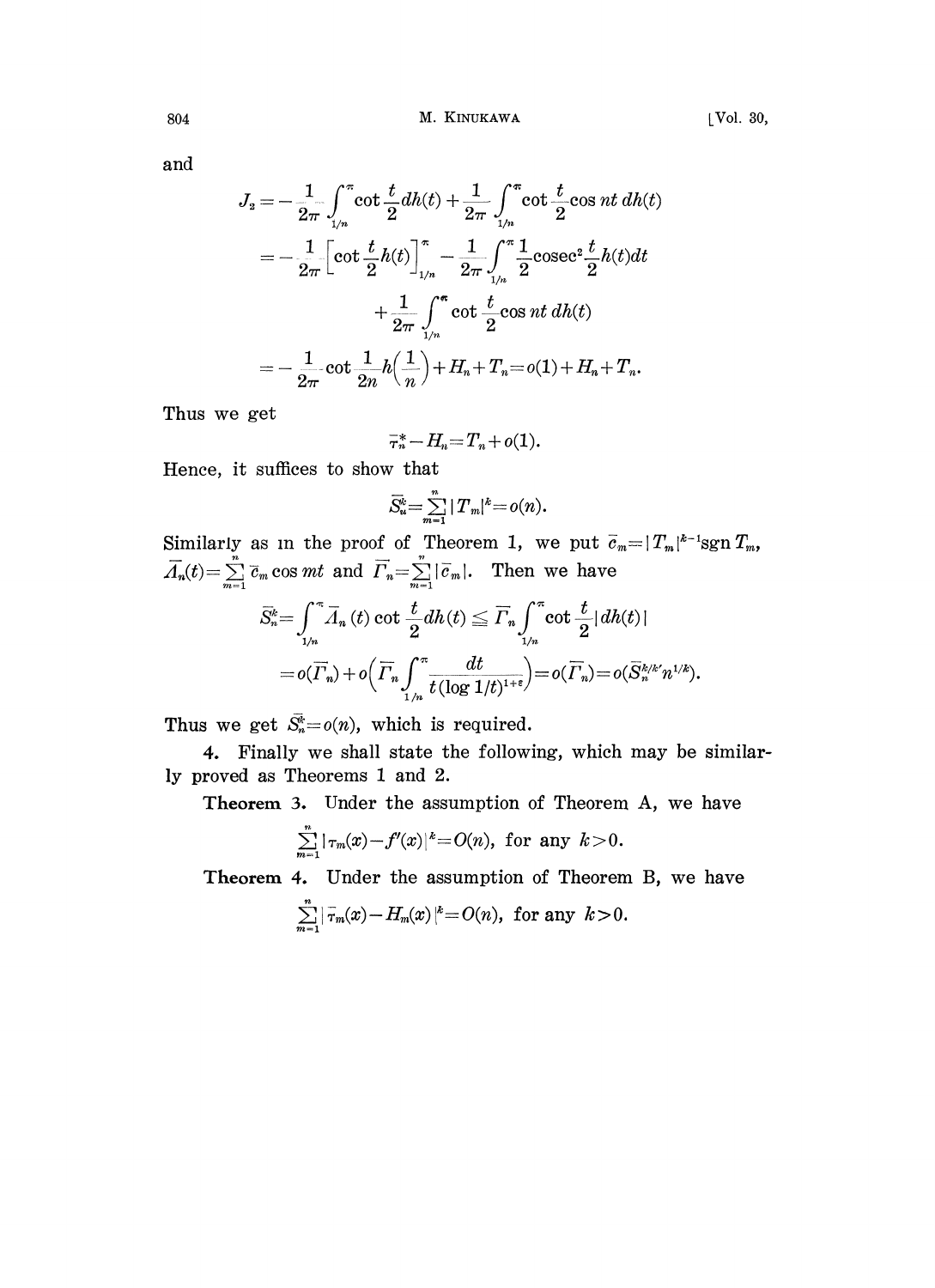and

$$J_2 = -\frac{1}{2\pi}\int_{1/n}^{\pi} \cot\frac{t}{2}dh(t) + \frac{1}{2\pi}\int_{1/n}^{\pi} \cot\frac{t}{2}\cos nt\, dh(t)$$

$$= -\frac{1}{2\pi}\left[\cot\frac{t}{2}h(t)\right]_{1/n}^{\pi} - \frac{1}{2\pi}\int_{1/n}^{\pi}\frac{1}{2}\mathrm{cosec}^2\frac{t}{2}h(t)dt$$

$$+\frac{1}{2\pi}\int_{1/n}^{\pi} \cot\frac{t}{2}\cos nt\, dh(t)$$

$$= -\frac{1}{2\pi}\cot\frac{1}{2n}h\left(\frac{1}{n}\right) + H_n + T_n = o(1) + H_n + T_n.$$

Thus we get

$$\bar{\tau}_n^* - H_n = T_n + o(1).$$

Hence, it suffices to show that

$$\bar{S}_u^k = \sum_{m=1}^{n} |T_m|^k = o(n).$$

Similarly as in the proof of Theorem 1, we put $\bar{c}_m = |T_m|^{k-1}\mathrm{sgn}\, T_m$, $\bar{\Lambda}_n(t) = \sum_{m=1}^{n} \bar{c}_m \cos mt$ and $\bar{\Gamma}_n = \sum_{m=1}^{n} |\bar{c}_m|$. Then we have

$$\bar{S}_n^k = \int_{1/n}^{\pi} \bar{\Lambda}_n(t)\cot\frac{t}{2}dh(t) \leq \bar{\Gamma}_n \int_{1/n}^{\pi} \cot\frac{t}{2}|dh(t)|$$

$$= o(\bar{\Gamma}_n) + o\left(\bar{\Gamma}_n \int_{1/n}^{\pi} \frac{dt}{t(\log 1/t)^{1+\varepsilon}}\right) = o(\bar{\Gamma}_n) = o(\bar{S}_n^{k/k'} n^{1/k}).$$

Thus we get $\bar{S}_n^k = o(n)$, which is required.

**4.** Finally we shall state the following, which may be similarly proved as Theorems 1 and 2.

**Theorem 3.** Under the assumption of Theorem A, we have

$$\sum_{m=1}^{n} |\tau_m(x) - f'(x)|^k = O(n), \text{ for any } k>0.$$

**Theorem 4.** Under the assumption of Theorem B, we have

$$\sum_{m=1}^{n} |\bar{\tau}_m(x) - H_m(x)|^k = O(n), \text{ for any } k>0.$$